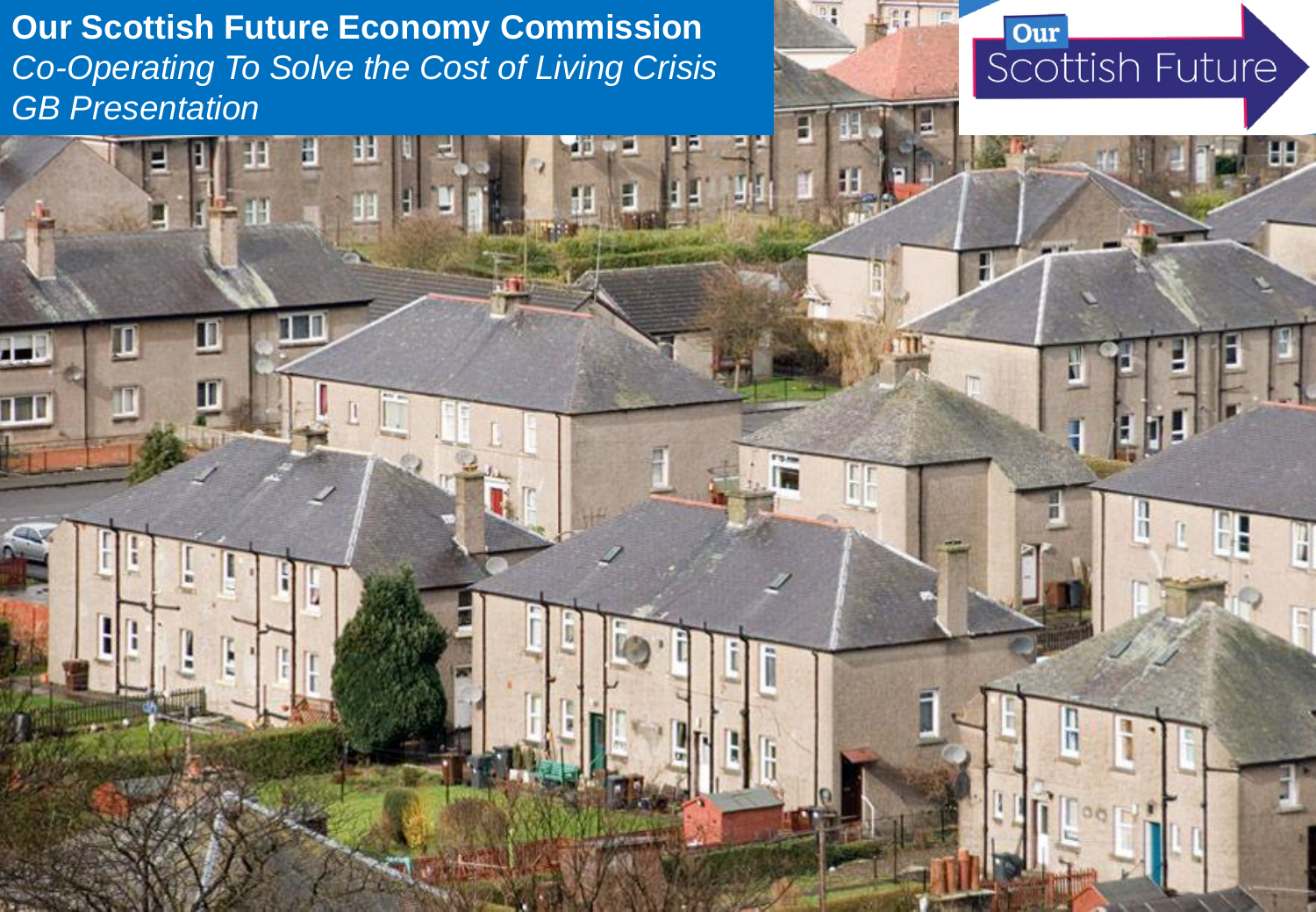# Our Scottish Future Economy Commission

*Co-Operating To Solve the Cost of Living Crisis*

*GB Presentation*

Our Scottish Future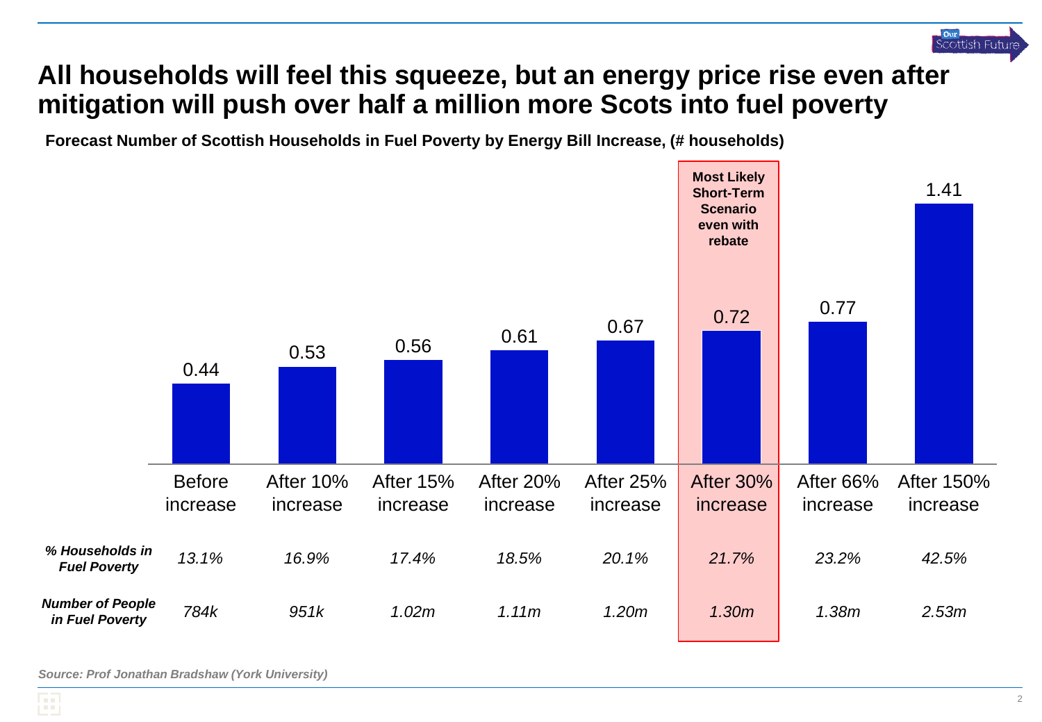# All households will feel this squeeze, but an energy price rise even after mitigation will push over half a million more Scots into fuel poverty

**Forecast Number of Scottish Households in Fuel Poverty by Energy Bill Increase, (# households)**

| | Before increase | After 10% increase | After 15% increase | After 20% increase | After 25% increase | After 30% increase (Most Likely Short-Term Scenario even with rebate) | After 66% increase | After 150% increase |
|---|---|---|---|---|---|---|---|---|
| Households in fuel poverty (millions) | 0.44 | 0.53 | 0.56 | 0.61 | 0.67 | 0.72 | 0.77 | 1.41 |
| ***% Households in Fuel Poverty*** | *13.1%* | *16.9%* | *17.4%* | *18.5%* | *20.1%* | *21.7%* | *23.2%* | *42.5%* |
| ***Number of People in Fuel Poverty*** | *784k* | *951k* | *1.02m* | *1.11m* | *1.20m* | *1.30m* | *1.38m* | *2.53m* |

***Source: Prof Jonathan Bradshaw (York University)***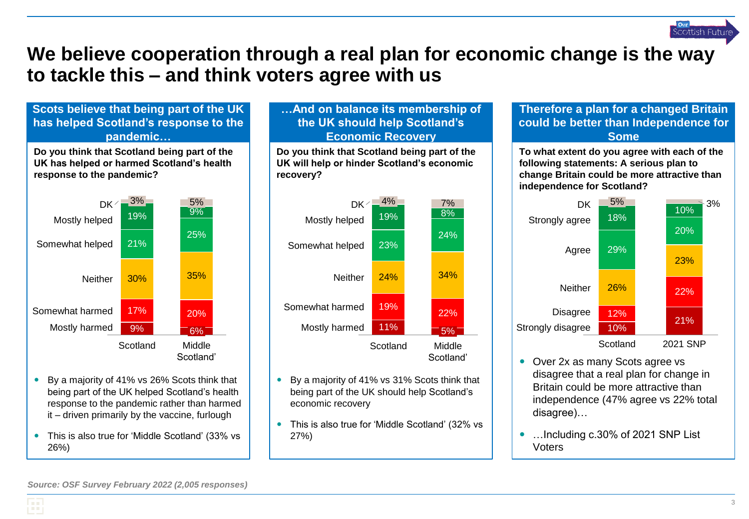# We believe cooperation through a real plan for economic change is the way to tackle this – and think voters agree with us

## Scots believe that being part of the UK has helped Scotland's response to the pandemic…

**Do you think that Scotland being part of the UK has helped or harmed Scotland's health response to the pandemic?**

| | Scotland | Middle Scotland' |
|---|---|---|
| DK | 3% | 5% |
| Mostly helped | 19% | 9% |
| Somewhat helped | 21% | 25% |
| Neither | 30% | 35% |
| Somewhat harmed | 17% | 20% |
| Mostly harmed | 9% | 6% |

- By a majority of 41% vs 26% Scots think that being part of the UK helped Scotland's health response to the pandemic rather than harmed it – driven primarily by the vaccine, furlough
- This is also true for 'Middle Scotland' (33% vs 26%)

## …And on balance its membership of the UK should help Scotland's Economic Recovery

**Do you think that Scotland being part of the UK will help or hinder Scotland's economic recovery?**

| | Scotland | Middle Scotland' |
|---|---|---|
| DK | 4% | 7% |
| Mostly helped | 19% | 8% |
| Somewhat helped | 23% | 24% |
| Neither | 24% | 34% |
| Somewhat harmed | 19% | 22% |
| Mostly harmed | 11% | 5% |

- By a majority of 41% vs 31% Scots think that being part of the UK should help Scotland's economic recovery
- This is also true for 'Middle Scotland' (32% vs 27%)

## Therefore a plan for a changed Britain could be better than Independence for Some

**To what extent do you agree with each of the following statements: A serious plan to change Britain could be more attractive than independence for Scotland?**

| | Scotland | 2021 SNP |
|---|---|---|
| DK | 5% | 3% |
| Strongly agree | 18% | 10% |
| Agree | 29% | 20% |
| Neither | 26% | 23% |
| Disagree | 12% | 22% |
| Strongly disagree | 10% | 21% |

- Over 2x as many Scots agree vs disagree that a real plan for change in Britain could be more attractive than independence (47% agree vs 22% total disagree)…
- …Including c.30% of 2021 SNP List Voters

*Source: OSF Survey February 2022 (2,005 responses)*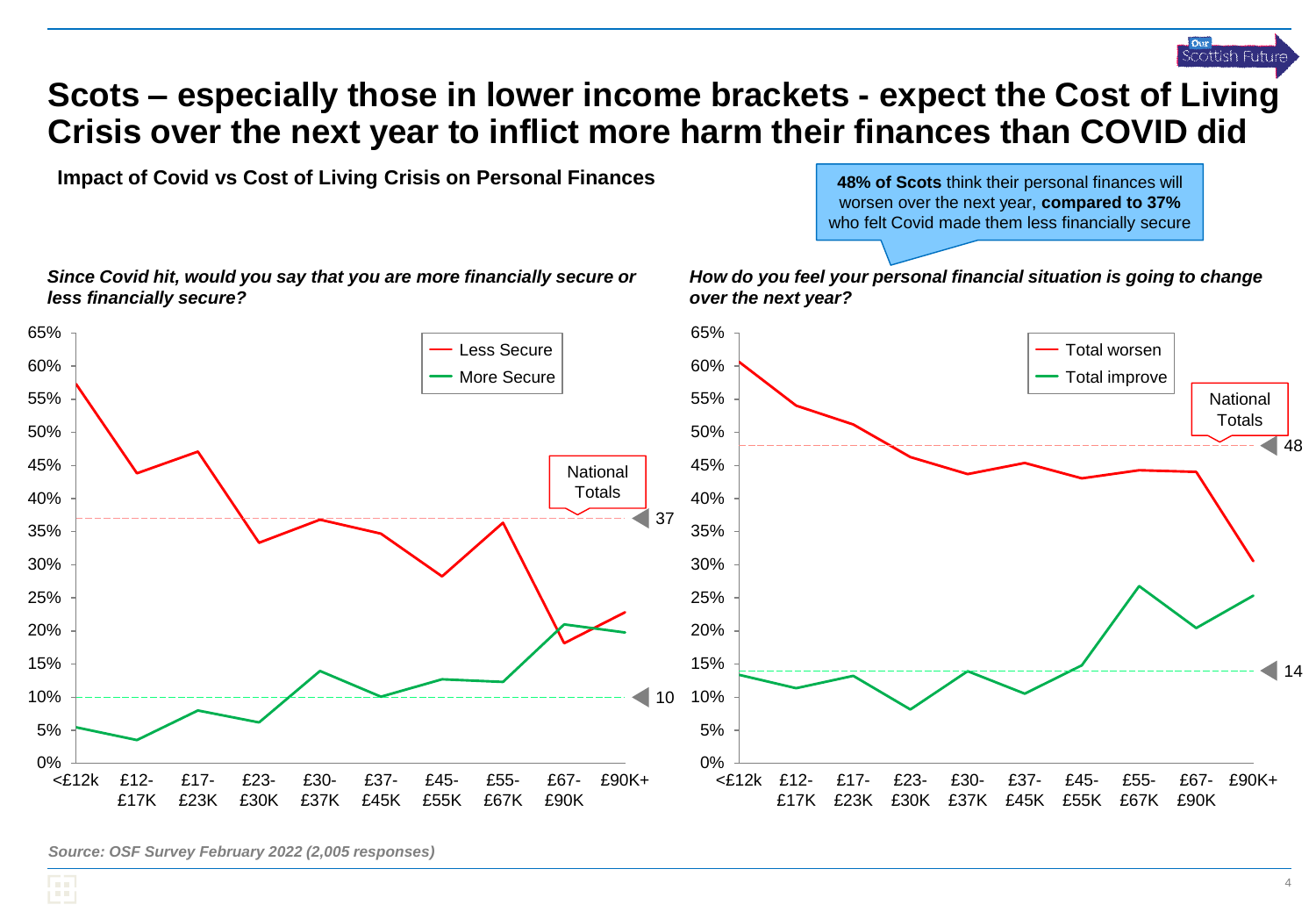# Scots – especially those in lower income brackets - expect the Cost of Living Crisis over the next year to inflict more harm their finances than COVID did

**Impact of Covid vs Cost of Living Crisis on Personal Finances**

**48% of Scots** think their personal finances will worsen over the next year, **compared to 37%** who felt Covid made them less financially secure

*Since Covid hit, would you say that you are more financially secure or less financially secure?*

Less Secure / More Secure

National Totals: Less Secure 37, More Secure 10

Income brackets: <£12k, £12-£17K, £17-£23K, £23-£30K, £30-£37K, £37-£45K, £45-£55K, £55-£67K, £67-£90K, £90K+

*How do you feel your personal financial situation is going to change over the next year?*

Total worsen / Total improve

National Totals: Total worsen 48, Total improve 14

Income brackets: <£12k, £12-£17K, £17-£23K, £23-£30K, £30-£37K, £37-£45K, £45-£55K, £55-£67K, £67-£90K, £90K+

*Source: OSF Survey February 2022 (2,005 responses)*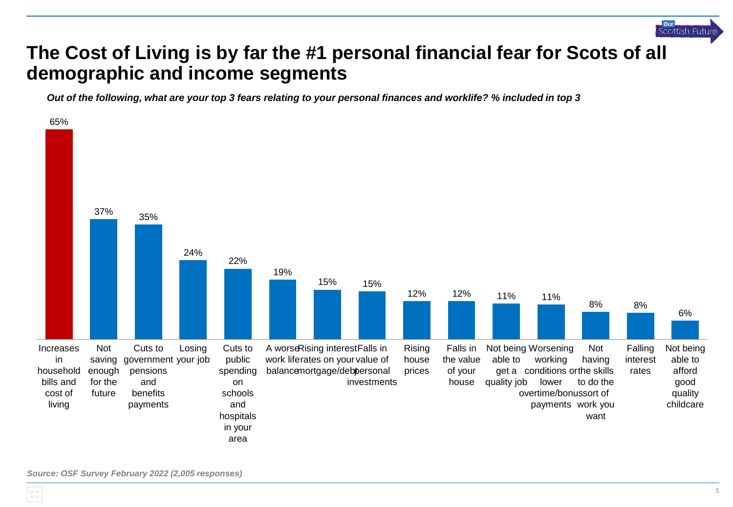# The Cost of Living is by far the #1 personal financial fear for Scots of all demographic and income segments

***Out of the following, what are your top 3 fears relating to your personal finances and worklife? % included in top 3***

| Fear | % included in top 3 |
| --- | --- |
| Increases in household bills and cost of living | 65% |
| Not saving enough for the future | 37% |
| Cuts to government pensions and benefits payments | 35% |
| Losing your job | 24% |
| Cuts to public spending on schools and hospitals in your area | 22% |
| A worse work life balance | 19% |
| Rising interest rates on your mortgage/debt | 15% |
| Falls in value of personal investments | 15% |
| Rising house prices | 12% |
| Falls in the value of your house | 12% |
| Not being able to get a quality job | 11% |
| Worsening working conditions or lower overtime/bonus payments | 11% |
| Not having the skills to do the sort of work you want | 8% |
| Falling interest rates | 8% |
| Not being able to afford good quality childcare | 6% |

*Source: OSF Survey February 2022 (2,005 responses)*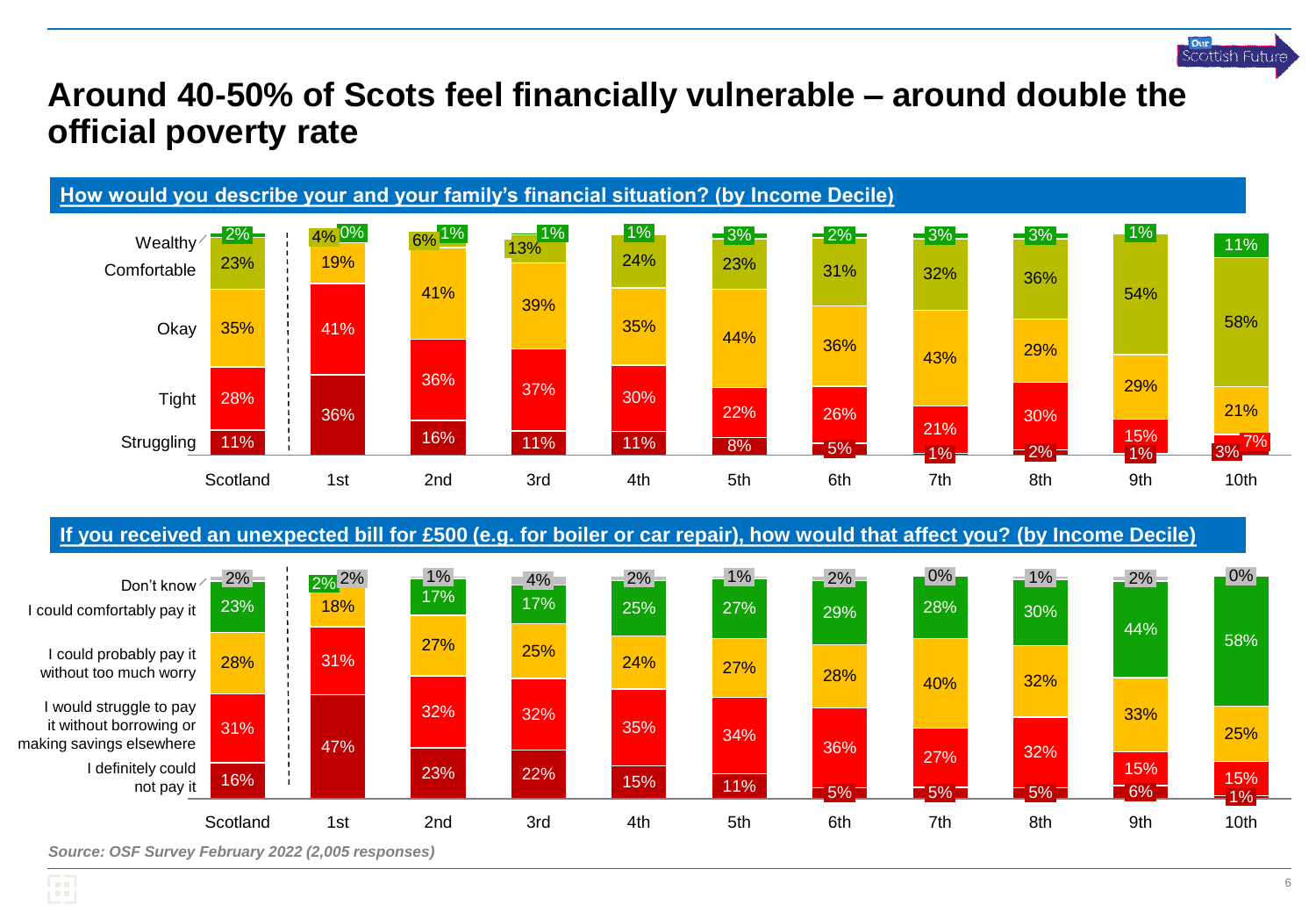# Around 40-50% of Scots feel financially vulnerable – around double the official poverty rate

**How would you describe your and your family's financial situation? (by Income Decile)**

| | Scotland | 1st | 2nd | 3rd | 4th | 5th | 6th | 7th | 8th | 9th | 10th |
|---|---|---|---|---|---|---|---|---|---|---|---|
| Wealthy | 2% | 0% | 1% | 1% | 1% | 3% | 2% | 3% | 3% | 1% | 11% |
| Comfortable | 23% | 4% | 6% | 13% | 24% | 23% | 31% | 32% | 36% | 54% | 58% |
| Okay | 35% | 19% | 41% | 39% | 35% | 44% | 36% | 43% | 29% | 29% | 21% |
| Tight | 28% | 41% | 36% | 37% | 30% | 22% | 26% | 21% | 30% | 15% | 7% |
| Struggling | 11% | 36% | 16% | 11% | 11% | 8% | 5% | 1% | 2% | 1% | 3% |

**If you received an unexpected bill for £500 (e.g. for boiler or car repair), how would that affect you? (by Income Decile)**

| | Scotland | 1st | 2nd | 3rd | 4th | 5th | 6th | 7th | 8th | 9th | 10th |
|---|---|---|---|---|---|---|---|---|---|---|---|
| Don't know | 2% | 2% | 1% | 4% | 2% | 1% | 2% | 0% | 1% | 2% | 0% |
| I could comfortably pay it | 23% | 2% | 17% | 17% | 25% | 27% | 29% | 28% | 30% | 44% | 58% |
| I could probably pay it without too much worry | 28% | 18% | 27% | 25% | 24% | 27% | 28% | 40% | 32% | 33% | 25% |
| I would struggle to pay it without borrowing or making savings elsewhere | 31% | 31% | 32% | 32% | 35% | 34% | 36% | 27% | 32% | 15% | 15% |
| I definitely could not pay it | 16% | 47% | 23% | 22% | 15% | 11% | 5% | 5% | 5% | 6% | 1% |

*Source: OSF Survey February 2022 (2,005 responses)*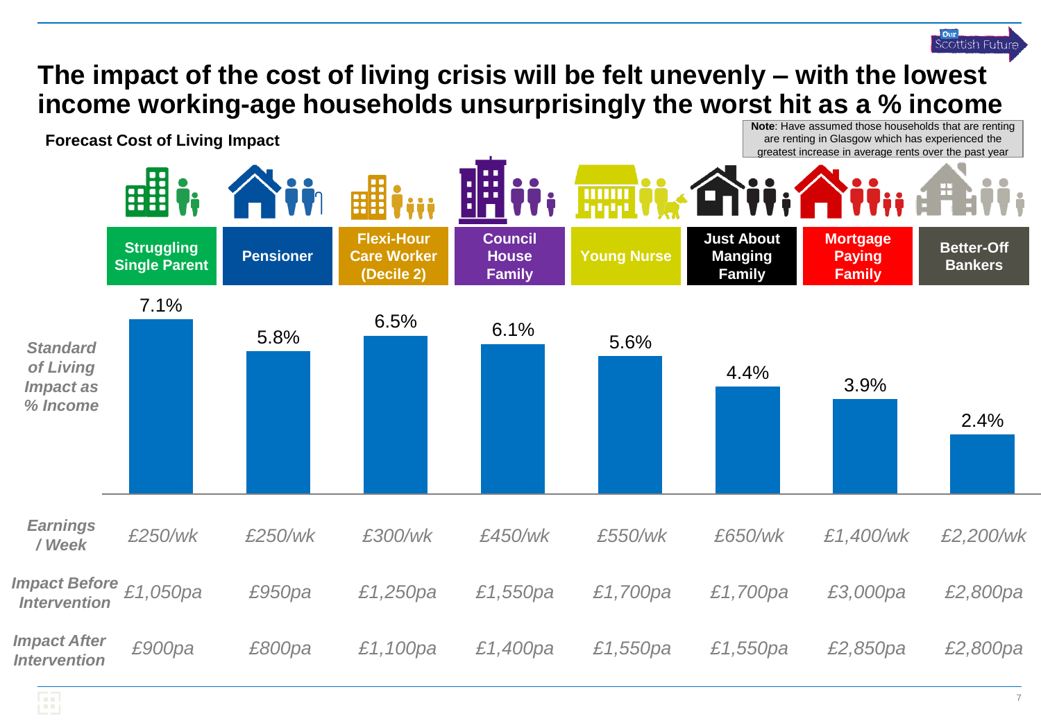# The impact of the cost of living crisis will be felt unevenly – with the lowest income working-age households unsurprisingly the worst hit as a % income

**Forecast Cost of Living Impact**

**Note**: Have assumed those households that are renting are renting in Glasgow which has experienced the greatest increase in average rents over the past year

| | Struggling Single Parent | Pensioner | Flexi-Hour Care Worker (Decile 2) | Council House Family | Young Nurse | Just About Manging Family | Mortgage Paying Family | Better-Off Bankers |
|---|---|---|---|---|---|---|---|---|
| *Standard of Living Impact as % Income* | 7.1% | 5.8% | 6.5% | 6.1% | 5.6% | 4.4% | 3.9% | 2.4% |
| *Earnings / Week* | *£250/wk* | *£250/wk* | *£300/wk* | *£450/wk* | *£550/wk* | *£650/wk* | *£1,400/wk* | *£2,200/wk* |
| *Impact Before Intervention* | *£1,050pa* | *£950pa* | *£1,250pa* | *£1,550pa* | *£1,700pa* | *£1,700pa* | *£3,000pa* | *£2,800pa* |
| *Impact After Intervention* | *£900pa* | *£800pa* | *£1,100pa* | *£1,400pa* | *£1,550pa* | *£1,550pa* | *£2,850pa* | *£2,800pa* |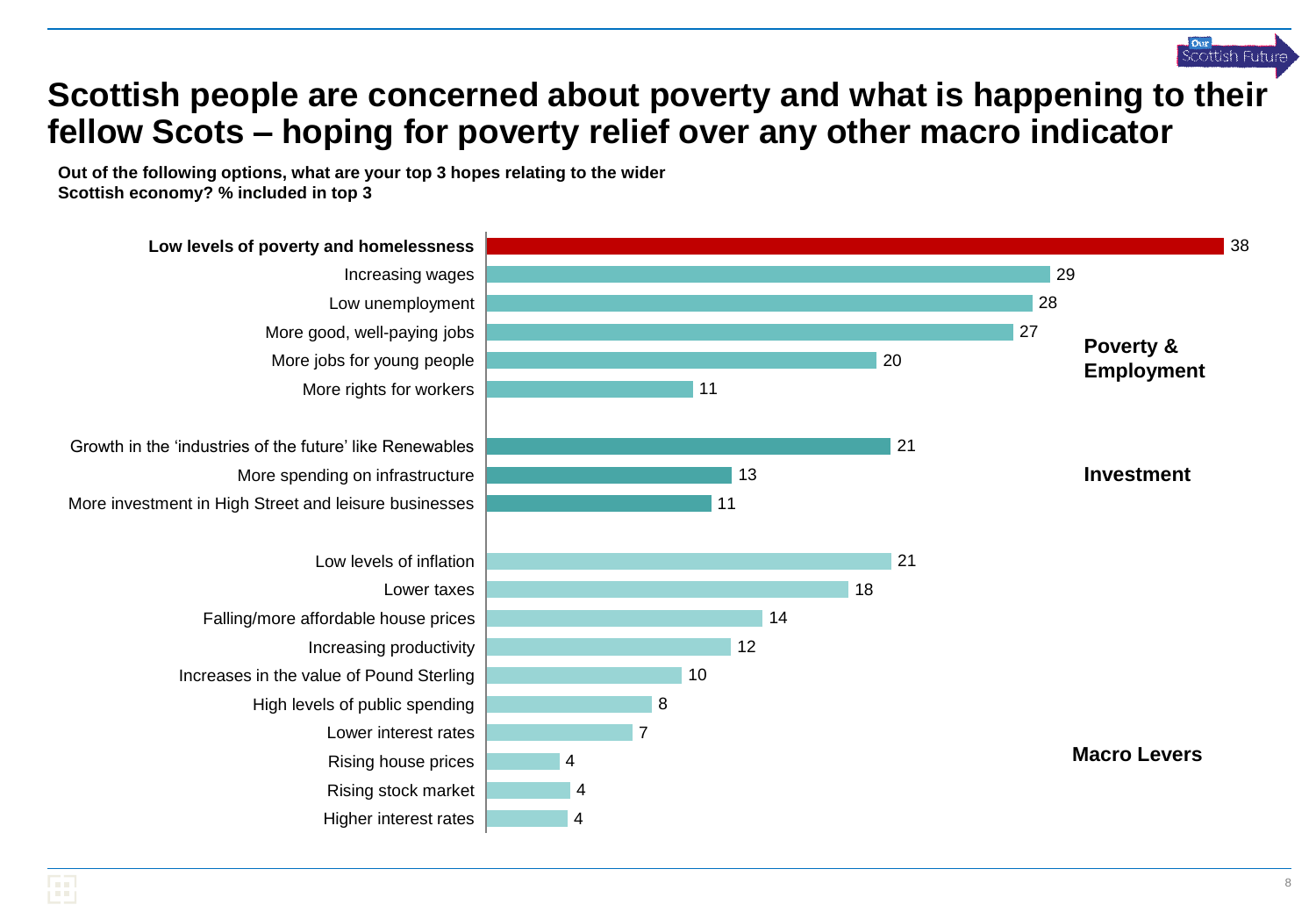# Scottish people are concerned about poverty and what is happening to their fellow Scots – hoping for poverty relief over any other macro indicator

**Out of the following options, what are your top 3 hopes relating to the wider Scottish economy? % included in top 3**

| Category | Option | % |
|---|---|---|
| Poverty & Employment | **Low levels of poverty and homelessness** | 38 |
| | Increasing wages | 29 |
| | Low unemployment | 28 |
| | More good, well-paying jobs | 27 |
| | More jobs for young people | 20 |
| | More rights for workers | 11 |
| Investment | Growth in the 'industries of the future' like Renewables | 21 |
| | More spending on infrastructure | 13 |
| | More investment in High Street and leisure businesses | 11 |
| Macro Levers | Low levels of inflation | 21 |
| | Lower taxes | 18 |
| | Falling/more affordable house prices | 14 |
| | Increasing productivity | 12 |
| | Increases in the value of Pound Sterling | 10 |
| | High levels of public spending | 8 |
| | Lower interest rates | 7 |
| | Rising house prices | 4 |
| | Rising stock market | 4 |
| | Higher interest rates | 4 |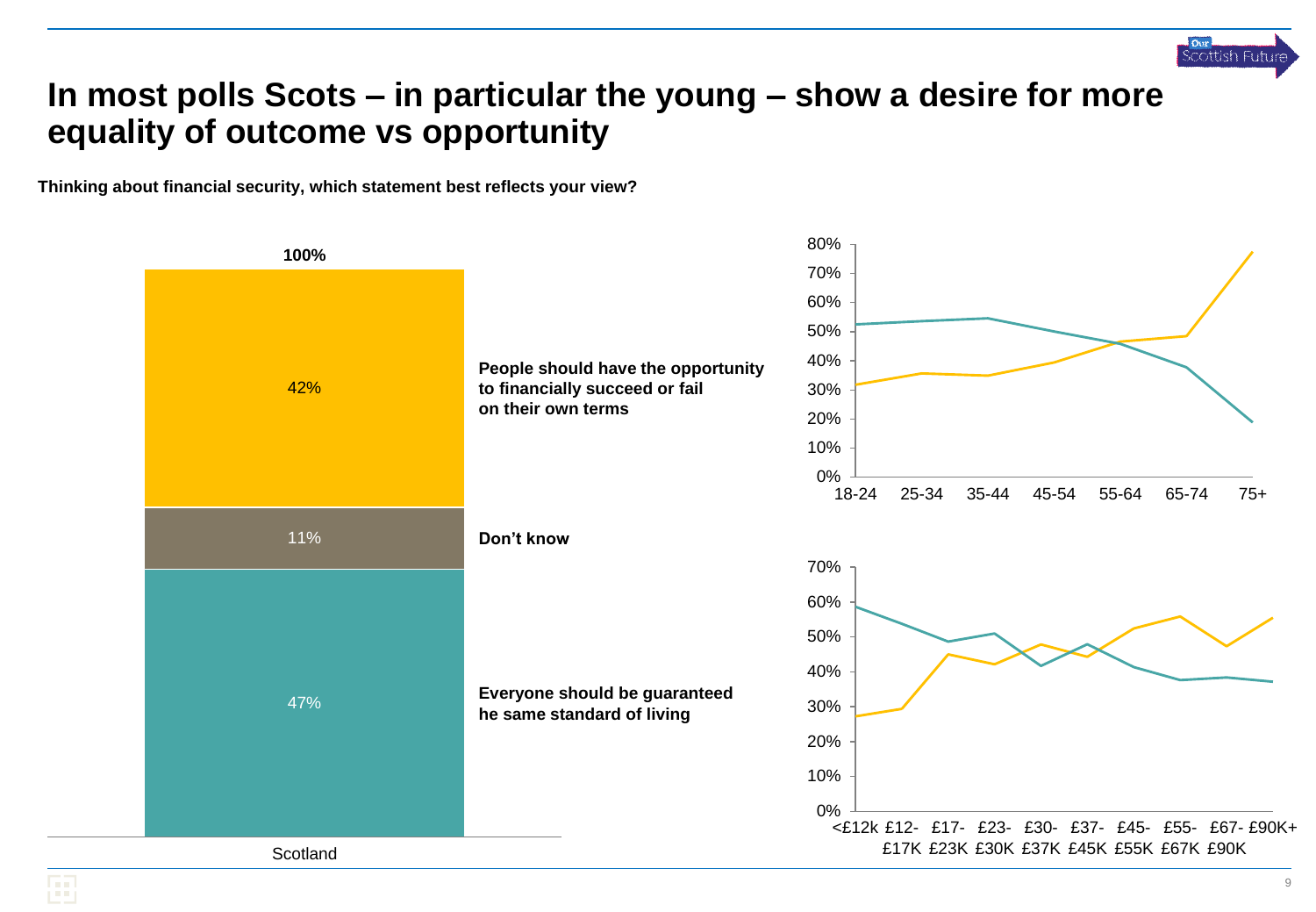# In most polls Scots – in particular the young – show a desire for more equality of outcome vs opportunity

**Thinking about financial security, which statement best reflects your view?**

| Scotland | |
|---|---|
| 42% | **People should have the opportunity to financially succeed or fail on their own terms** |
| 11% | **Don't know** |
| 47% | **Everyone should be guaranteed he same standard of living** |
| **100%** | |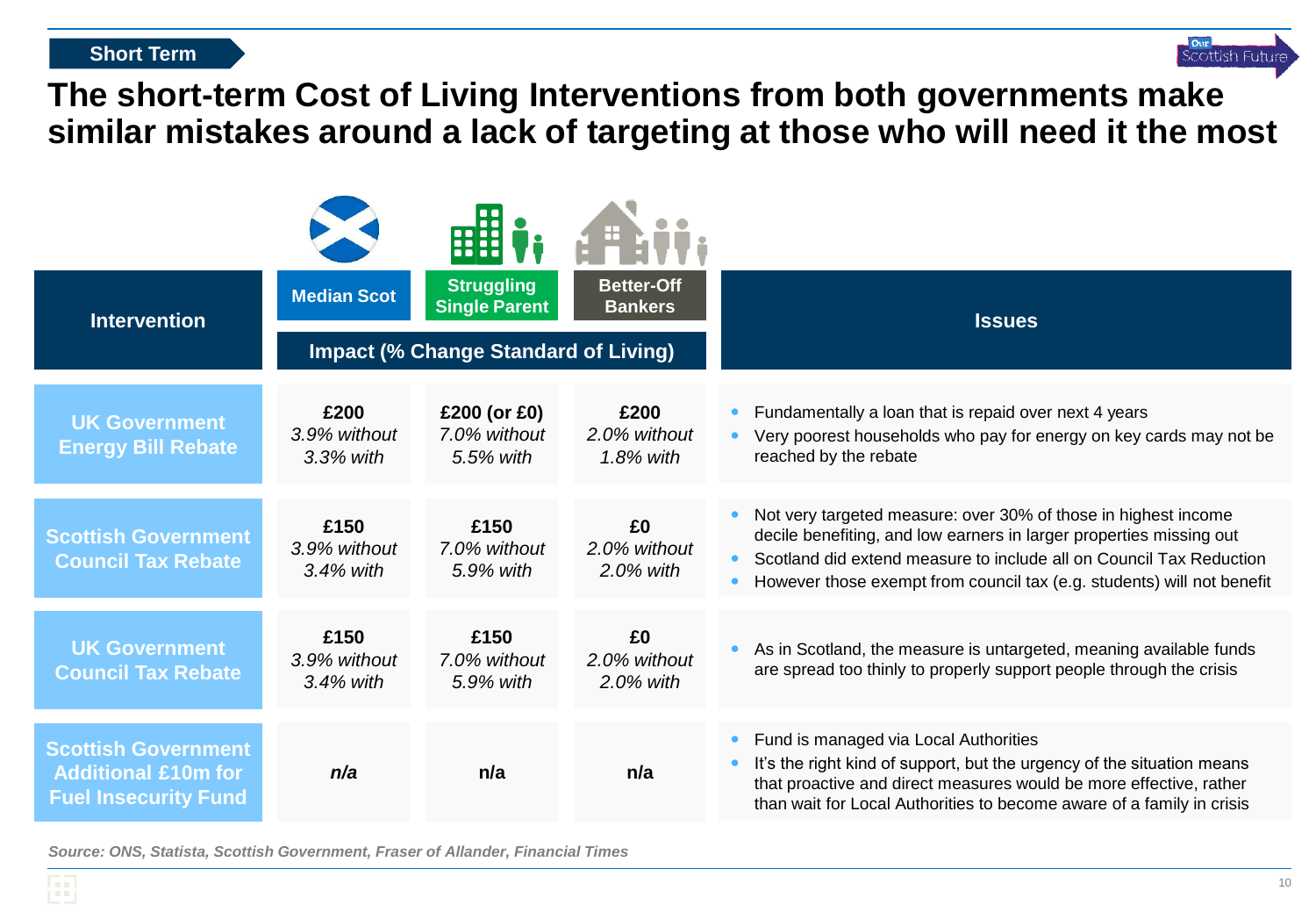Short Term

# The short-term Cost of Living Interventions from both governments make similar mistakes around a lack of targeting at those who will need it the most

| Intervention | Median Scot | Struggling Single Parent | Better-Off Bankers | Issues |
|---|---|---|---|---|
| | Impact (% Change Standard of Living) | | | |
| **UK Government Energy Bill Rebate** | **£200**<br>*3.9% without*<br>*3.3% with* | **£200 (or £0)**<br>*7.0% without*<br>*5.5% with* | **£200**<br>*2.0% without*<br>*1.8% with* | • Fundamentally a loan that is repaid over next 4 years<br>• Very poorest households who pay for energy on key cards may not be reached by the rebate |
| **Scottish Government Council Tax Rebate** | **£150**<br>*3.9% without*<br>*3.4% with* | **£150**<br>*7.0% without*<br>*5.9% with* | **£0**<br>*2.0% without*<br>*2.0% with* | • Not very targeted measure: over 30% of those in highest income decile benefiting, and low earners in larger properties missing out<br>• Scotland did extend measure to include all on Council Tax Reduction<br>• However those exempt from council tax (e.g. students) will not benefit |
| **UK Government Council Tax Rebate** | **£150**<br>*3.9% without*<br>*3.4% with* | **£150**<br>*7.0% without*<br>*5.9% with* | **£0**<br>*2.0% without*<br>*2.0% with* | • As in Scotland, the measure is untargeted, meaning available funds are spread too thinly to properly support people through the crisis |
| **Scottish Government Additional £10m for Fuel Insecurity Fund** | ***n/a*** | **n/a** | **n/a** | • Fund is managed via Local Authorities<br>• It's the right kind of support, but the urgency of the situation means that proactive and direct measures would be more effective, rather than wait for Local Authorities to become aware of a family in crisis |

*Source: ONS, Statista, Scottish Government, Fraser of Allander, Financial Times*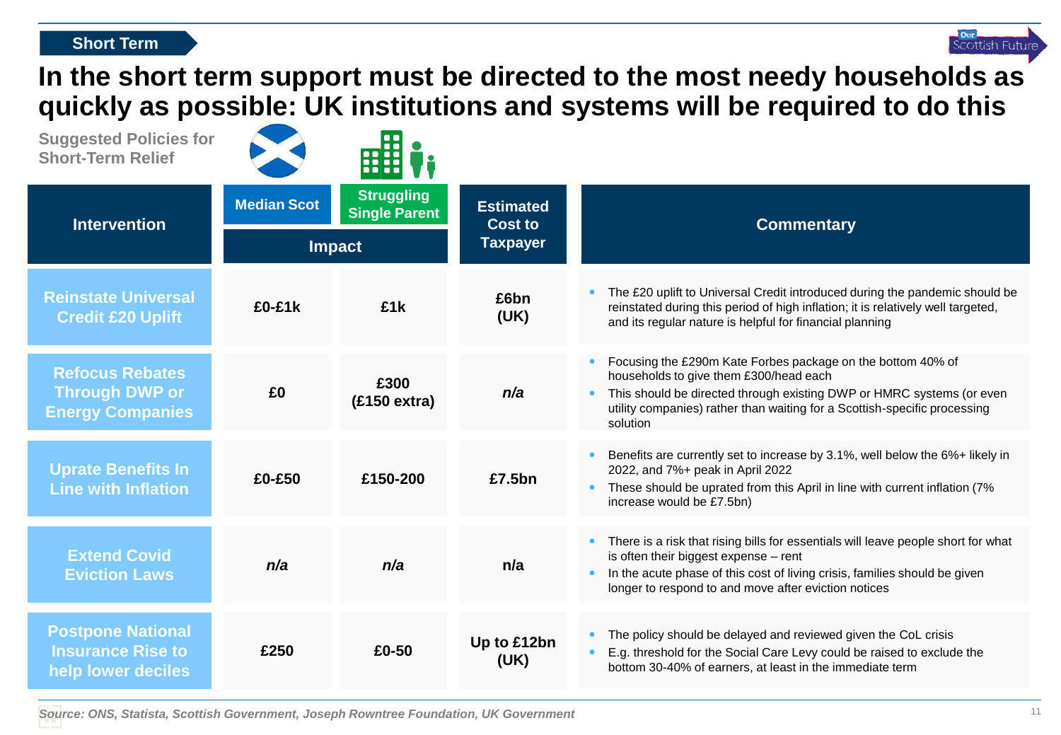Short Term

# In the short term support must be directed to the most needy households as quickly as possible: UK institutions and systems will be required to do this

**Suggested Policies for Short-Term Relief**

| Intervention | Impact: Median Scot | Impact: Struggling Single Parent | Estimated Cost to Taxpayer | Commentary |
|---|---|---|---|---|
| Reinstate Universal Credit £20 Uplift | £0-£1k | £1k | £6bn (UK) | • The £20 uplift to Universal Credit introduced during the pandemic should be reinstated during this period of high inflation; it is relatively well targeted, and its regular nature is helpful for financial planning |
| Refocus Rebates Through DWP or Energy Companies | £0 | £300 (£150 extra) | *n/a* | • Focusing the £290m Kate Forbes package on the bottom 40% of households to give them £300/head each<br>• This should be directed through existing DWP or HMRC systems (or even utility companies) rather than waiting for a Scottish-specific processing solution |
| Uprate Benefits In Line with Inflation | £0-£50 | £150-200 | £7.5bn | • Benefits are currently set to increase by 3.1%, well below the 6%+ likely in 2022, and 7%+ peak in April 2022<br>• These should be uprated from this April in line with current inflation (7% increase would be £7.5bn) |
| Extend Covid Eviction Laws | *n/a* | *n/a* | n/a | • There is a risk that rising bills for essentials will leave people short for what is often their biggest expense – rent<br>• In the acute phase of this cost of living crisis, families should be given longer to respond to and move after eviction notices |
| Postpone National Insurance Rise to help lower deciles | £250 | £0-50 | Up to £12bn (UK) | • The policy should be delayed and reviewed given the CoL crisis<br>• E.g. threshold for the Social Care Levy could be raised to exclude the bottom 30-40% of earners, at least in the immediate term |

*Source: ONS, Statista, Scottish Government, Joseph Rowntree Foundation, UK Government*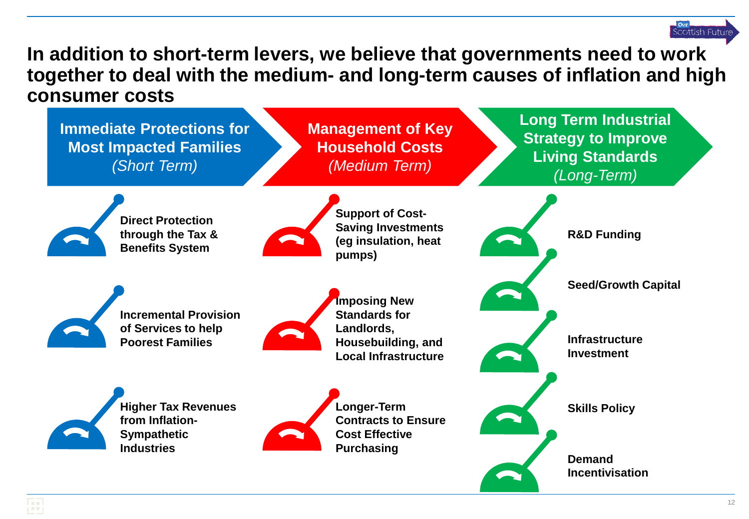# In addition to short-term levers, we believe that governments need to work together to deal with the medium- and long-term causes of inflation and high consumer costs

## Immediate Protections for Most Impacted Families *(Short Term)*

- Direct Protection through the Tax & Benefits System
- Incremental Provision of Services to help Poorest Families
- Higher Tax Revenues from Inflation-Sympathetic Industries

## Management of Key Household Costs *(Medium Term)*

- Support of Cost-Saving Investments (eg insulation, heat pumps)
- Imposing New Standards for Landlords, Housebuilding, and Local Infrastructure
- Longer-Term Contracts to Ensure Cost Effective Purchasing

## Long Term Industrial Strategy to Improve Living Standards *(Long-Term)*

- R&D Funding
- Seed/Growth Capital
- Infrastructure Investment
- Skills Policy
- Demand Incentivisation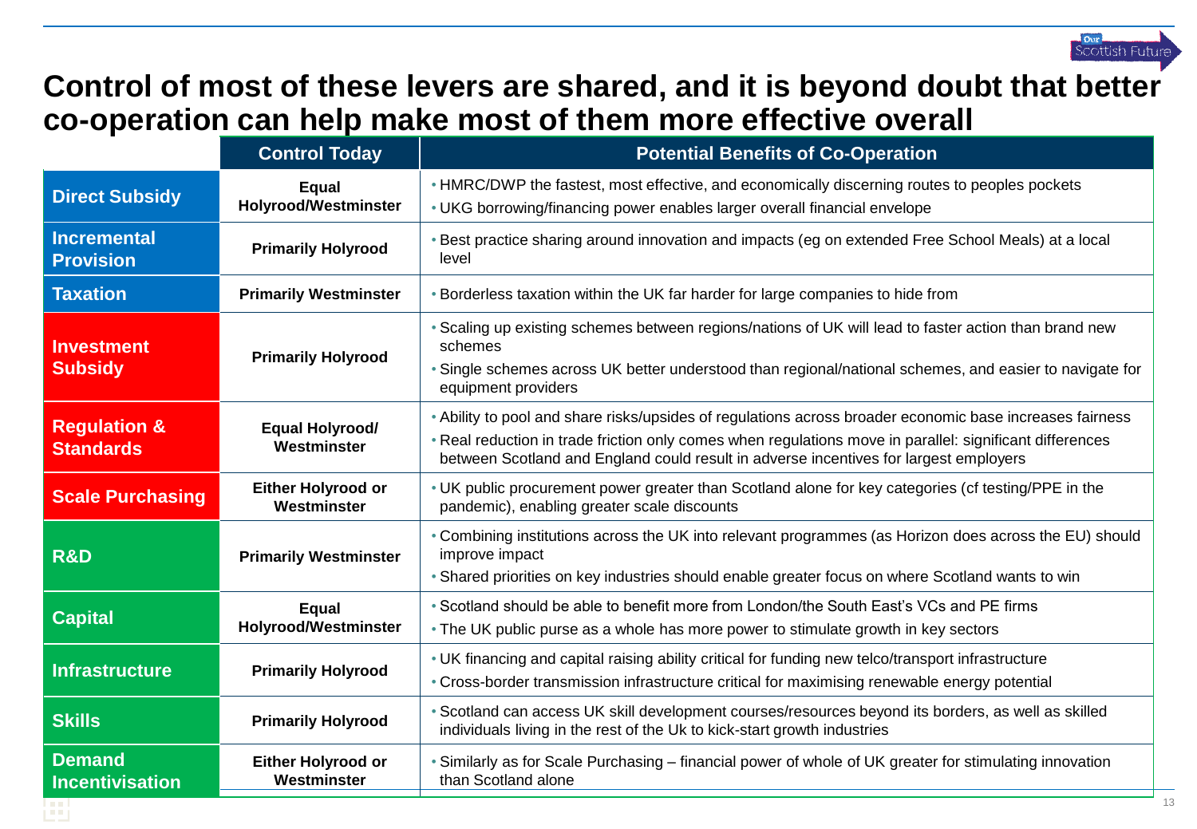# Control of most of these levers are shared, and it is beyond doubt that better co-operation can help make most of them more effective overall

| | Control Today | Potential Benefits of Co-Operation |
|---|---|---|
| **Direct Subsidy** | **Equal Holyrood/Westminster** | • HMRC/DWP the fastest, most effective, and economically discerning routes to peoples pockets<br>• UKG borrowing/financing power enables larger overall financial envelope |
| **Incremental Provision** | **Primarily Holyrood** | • Best practice sharing around innovation and impacts (eg on extended Free School Meals) at a local level |
| **Taxation** | **Primarily Westminster** | • Borderless taxation within the UK far harder for large companies to hide from |
| **Investment Subsidy** | **Primarily Holyrood** | • Scaling up existing schemes between regions/nations of UK will lead to faster action than brand new schemes<br>• Single schemes across UK better understood than regional/national schemes, and easier to navigate for equipment providers |
| **Regulation & Standards** | **Equal Holyrood/ Westminster** | • Ability to pool and share risks/upsides of regulations across broader economic base increases fairness<br>• Real reduction in trade friction only comes when regulations move in parallel: significant differences between Scotland and England could result in adverse incentives for largest employers |
| **Scale Purchasing** | **Either Holyrood or Westminster** | • UK public procurement power greater than Scotland alone for key categories (cf testing/PPE in the pandemic), enabling greater scale discounts |
| **R&D** | **Primarily Westminster** | • Combining institutions across the UK into relevant programmes (as Horizon does across the EU) should improve impact<br>• Shared priorities on key industries should enable greater focus on where Scotland wants to win |
| **Capital** | **Equal Holyrood/Westminster** | • Scotland should be able to benefit more from London/the South East's VCs and PE firms<br>• The UK public purse as a whole has more power to stimulate growth in key sectors |
| **Infrastructure** | **Primarily Holyrood** | • UK financing and capital raising ability critical for funding new telco/transport infrastructure<br>• Cross-border transmission infrastructure critical for maximising renewable energy potential |
| **Skills** | **Primarily Holyrood** | • Scotland can access UK skill development courses/resources beyond its borders, as well as skilled individuals living in the rest of the Uk to kick-start growth industries |
| **Demand Incentivisation** | **Either Holyrood or Westminster** | • Similarly as for Scale Purchasing – financial power of whole of UK greater for stimulating innovation than Scotland alone |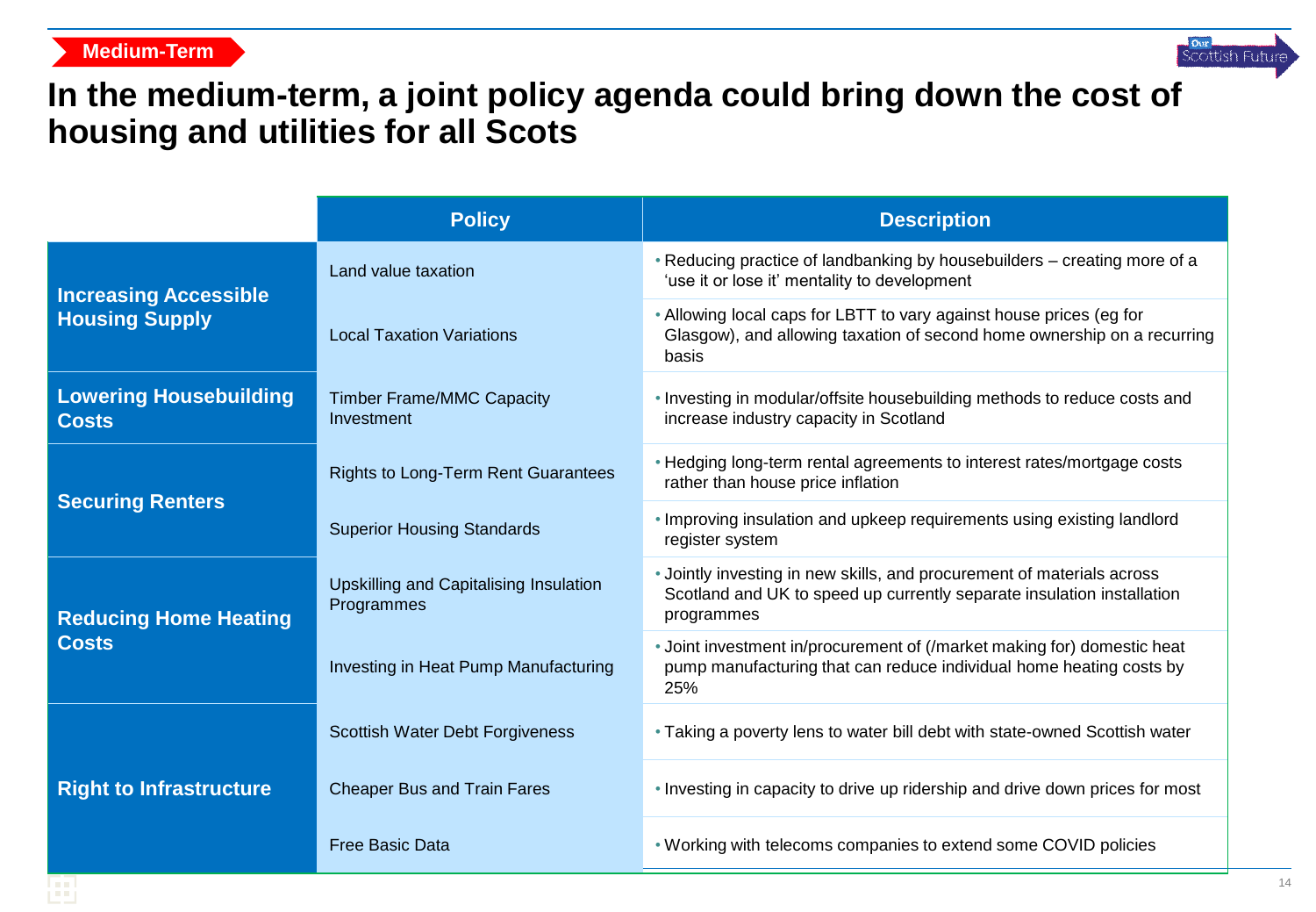Medium-Term

# In the medium-term, a joint policy agenda could bring down the cost of housing and utilities for all Scots

| | Policy | Description |
|---|---|---|
| **Increasing Accessible Housing Supply** | Land value taxation | • Reducing practice of landbanking by housebuilders – creating more of a 'use it or lose it' mentality to development |
| | Local Taxation Variations | • Allowing local caps for LBTT to vary against house prices (eg for Glasgow), and allowing taxation of second home ownership on a recurring basis |
| **Lowering Housebuilding Costs** | Timber Frame/MMC Capacity Investment | • Investing in modular/offsite housebuilding methods to reduce costs and increase industry capacity in Scotland |
| **Securing Renters** | Rights to Long-Term Rent Guarantees | • Hedging long-term rental agreements to interest rates/mortgage costs rather than house price inflation |
| | Superior Housing Standards | • Improving insulation and upkeep requirements using existing landlord register system |
| **Reducing Home Heating Costs** | Upskilling and Capitalising Insulation Programmes | • Jointly investing in new skills, and procurement of materials across Scotland and UK to speed up currently separate insulation installation programmes |
| | Investing in Heat Pump Manufacturing | • Joint investment in/procurement of (/market making for) domestic heat pump manufacturing that can reduce individual home heating costs by 25% |
| **Right to Infrastructure** | Scottish Water Debt Forgiveness | • Taking a poverty lens to water bill debt with state-owned Scottish water |
| | Cheaper Bus and Train Fares | • Investing in capacity to drive up ridership and drive down prices for most |
| | Free Basic Data | • Working with telecoms companies to extend some COVID policies |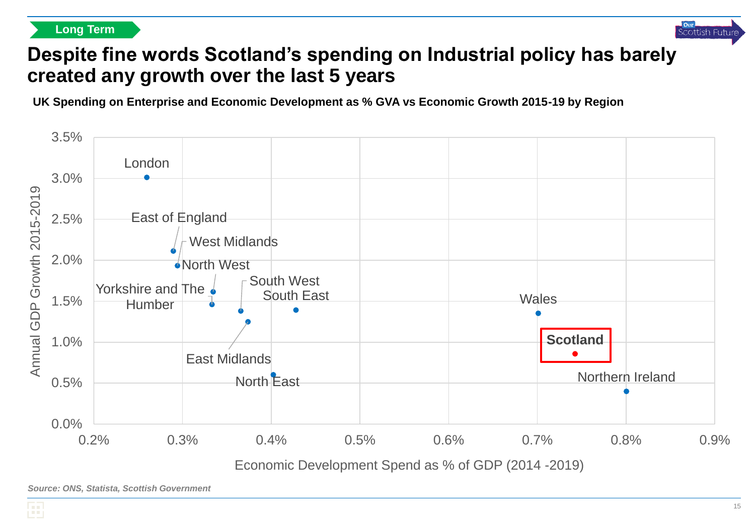Long Term

# Despite fine words Scotland's spending on Industrial policy has barely created any growth over the last 5 years

**UK Spending on Enterprise and Economic Development as % GVA vs Economic Growth 2015-19 by Region**

*Source: ONS, Statista, Scottish Government*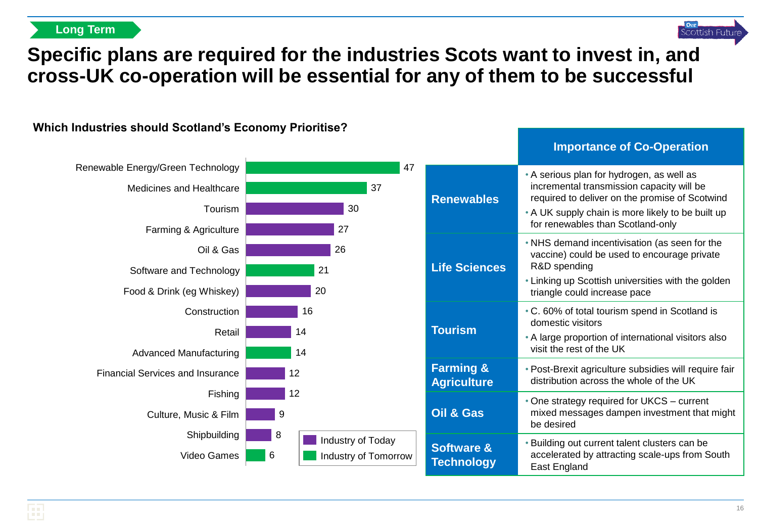Long Term

# Specific plans are required for the industries Scots want to invest in, and cross-UK co-operation will be essential for any of them to be successful

## Which Industries should Scotland's Economy Prioritise?

| Industry | Value | Type |
|---|---|---|
| Renewable Energy/Green Technology | 47 | Industry of Tomorrow |
| Medicines and Healthcare | 37 | Industry of Tomorrow |
| Tourism | 30 | Industry of Today |
| Farming & Agriculture | 27 | Industry of Today |
| Oil & Gas | 26 | Industry of Today |
| Software and Technology | 21 | Industry of Tomorrow |
| Food & Drink (eg Whiskey) | 20 | Industry of Today |
| Construction | 16 | Industry of Today |
| Retail | 14 | Industry of Today |
| Advanced Manufacturing | 14 | Industry of Tomorrow |
| Financial Services and Insurance | 12 | Industry of Today |
| Fishing | 12 | Industry of Today |
| Culture, Music & Film | 9 | Industry of Today |
| Shipbuilding | 8 | Industry of Today |
| Video Games | 6 | Industry of Tomorrow |

| | Importance of Co-Operation |
|---|---|
| **Renewables** | • A serious plan for hydrogen, as well as incremental transmission capacity will be required to deliver on the promise of Scotwind<br>• A UK supply chain is more likely to be built up for renewables than Scotland-only |
| **Life Sciences** | • NHS demand incentivisation (as seen for the vaccine) could be used to encourage private R&D spending<br>• Linking up Scottish universities with the golden triangle could increase pace |
| **Tourism** | • C. 60% of total tourism spend in Scotland is domestic visitors<br>• A large proportion of international visitors also visit the rest of the UK |
| **Farming & Agriculture** | • Post-Brexit agriculture subsidies will require fair distribution across the whole of the UK |
| **Oil & Gas** | • One strategy required for UKCS – current mixed messages dampen investment that might be desired |
| **Software & Technology** | • Building out current talent clusters can be accelerated by attracting scale-ups from South East England |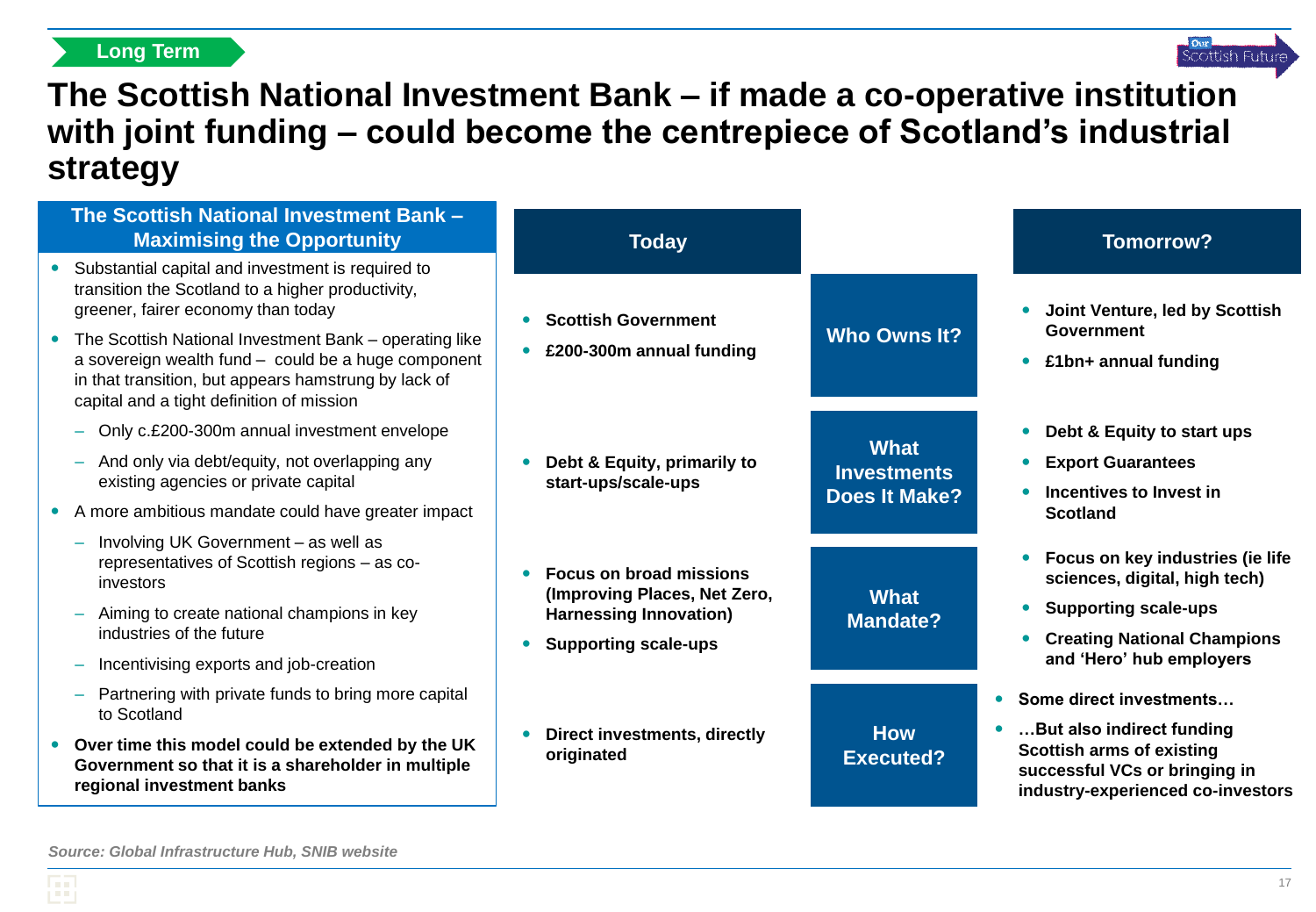Long Term

# The Scottish National Investment Bank – if made a co-operative institution with joint funding – could become the centrepiece of Scotland's industrial strategy

## The Scottish National Investment Bank – Maximising the Opportunity

- Substantial capital and investment is required to transition the Scotland to a higher productivity, greener, fairer economy than today
- The Scottish National Investment Bank – operating like a sovereign wealth fund – could be a huge component in that transition, but appears hamstrung by lack of capital and a tight definition of mission
  - Only c.£200-300m annual investment envelope
  - And only via debt/equity, not overlapping any existing agencies or private capital
- A more ambitious mandate could have greater impact
  - Involving UK Government – as well as representatives of Scottish regions – as co-investors
  - Aiming to create national champions in key industries of the future
  - Incentivising exports and job-creation
  - Partnering with private funds to bring more capital to Scotland
- **Over time this model could be extended by the UK Government so that it is a shareholder in multiple regional investment banks**

| Today | | Tomorrow? |
|---|---|---|
| **Scottish Government**<br>**£200-300m annual funding** | **Who Owns It?** | **Joint Venture, led by Scottish Government**<br>**£1bn+ annual funding** |
| **Debt & Equity, primarily to start-ups/scale-ups** | **What Investments Does It Make?** | **Debt & Equity to start ups**<br>**Export Guarantees**<br>**Incentives to Invest in Scotland** |
| **Focus on broad missions (Improving Places, Net Zero, Harnessing Innovation)**<br>**Supporting scale-ups** | **What Mandate?** | **Focus on key industries (ie life sciences, digital, high tech)**<br>**Supporting scale-ups**<br>**Creating National Champions and 'Hero' hub employers** |
| **Direct investments, directly originated** | **How Executed?** | **Some direct investments…**<br>**…But also indirect funding Scottish arms of existing successful VCs or bringing in industry-experienced co-investors** |

*Source: Global Infrastructure Hub, SNIB website*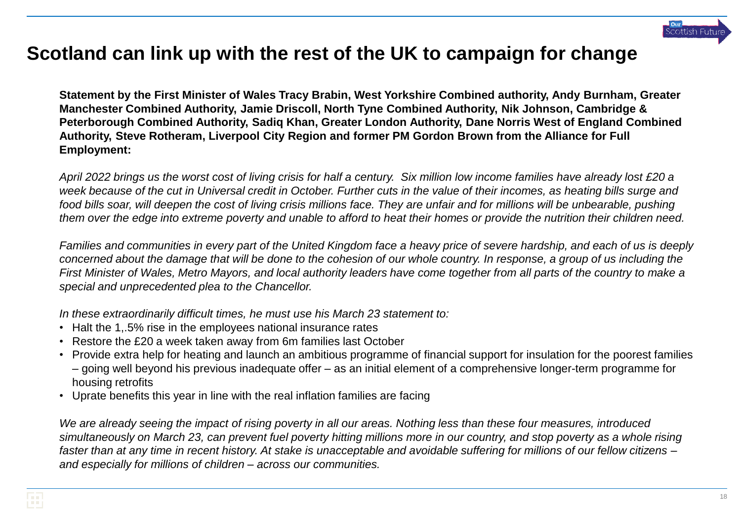# Scotland can link up with the rest of the UK to campaign for change

**Statement by the First Minister of Wales Tracy Brabin, West Yorkshire Combined authority, Andy Burnham, Greater Manchester Combined Authority, Jamie Driscoll, North Tyne Combined Authority, Nik Johnson, Cambridge & Peterborough Combined Authority, Sadiq Khan, Greater London Authority, Dane Norris West of England Combined Authority, Steve Rotheram, Liverpool City Region and former PM Gordon Brown from the Alliance for Full Employment:**

*April 2022 brings us the worst cost of living crisis for half a century. Six million low income families have already lost £20 a week because of the cut in Universal credit in October. Further cuts in the value of their incomes, as heating bills surge and food bills soar, will deepen the cost of living crisis millions face. They are unfair and for millions will be unbearable, pushing them over the edge into extreme poverty and unable to afford to heat their homes or provide the nutrition their children need.*

*Families and communities in every part of the United Kingdom face a heavy price of severe hardship, and each of us is deeply concerned about the damage that will be done to the cohesion of our whole country. In response, a group of us including the First Minister of Wales, Metro Mayors, and local authority leaders have come together from all parts of the country to make a special and unprecedented plea to the Chancellor.*

*In these extraordinarily difficult times, he must use his March 23 statement to:*

- Halt the 1,.5% rise in the employees national insurance rates
- Restore the £20 a week taken away from 6m families last October
- Provide extra help for heating and launch an ambitious programme of financial support for insulation for the poorest families – going well beyond his previous inadequate offer – as an initial element of a comprehensive longer-term programme for housing retrofits
- Uprate benefits this year in line with the real inflation families are facing

*We are already seeing the impact of rising poverty in all our areas. Nothing less than these four measures, introduced simultaneously on March 23, can prevent fuel poverty hitting millions more in our country, and stop poverty as a whole rising faster than at any time in recent history. At stake is unacceptable and avoidable suffering for millions of our fellow citizens – and especially for millions of children – across our communities.*